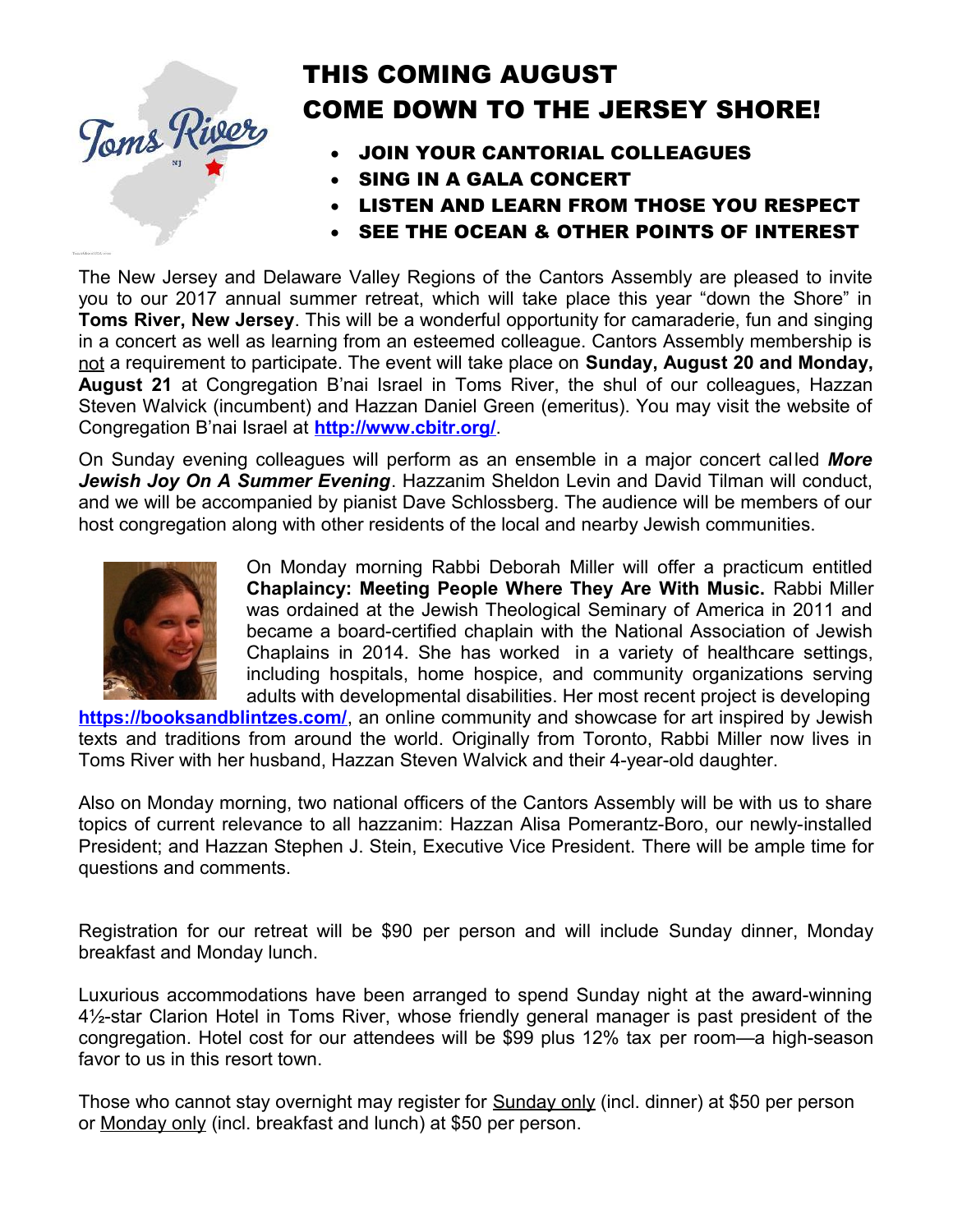# THIS COMING AUGUST
# COME DOWN TO THE JERSEY SHORE!

- **JOIN YOUR CANTORIAL COLLEAGUES**
- **SING IN A GALA CONCERT**
- **LISTEN AND LEARN FROM THOSE YOU RESPECT**
- **SEE THE OCEAN & OTHER POINTS OF INTEREST**

The New Jersey and Delaware Valley Regions of the Cantors Assembly are pleased to invite you to our 2017 annual summer retreat, which will take place this year "down the Shore" in **Toms River, New Jersey**. This will be a wonderful opportunity for camaraderie, fun and singing in a concert as well as learning from an esteemed colleague. Cantors Assembly membership is not a requirement to participate. The event will take place on **Sunday, August 20 and Monday, August 21** at Congregation B'nai Israel in Toms River, the shul of our colleagues, Hazzan Steven Walvick (incumbent) and Hazzan Daniel Green (emeritus). You may visit the website of Congregation B'nai Israel at **http://www.cbitr.org/**.

On Sunday evening colleagues will perform as an ensemble in a major concert called ***More Jewish Joy On A Summer Evening***. Hazzanim Sheldon Levin and David Tilman will conduct, and we will be accompanied by pianist Dave Schlossberg. The audience will be members of our host congregation along with other residents of the local and nearby Jewish communities.

On Monday morning Rabbi Deborah Miller will offer a practicum entitled **Chaplaincy: Meeting People Where They Are With Music.** Rabbi Miller was ordained at the Jewish Theological Seminary of America in 2011 and became a board-certified chaplain with the National Association of Jewish Chaplains in 2014. She has worked in a variety of healthcare settings, including hospitals, home hospice, and community organizations serving adults with developmental disabilities. Her most recent project is developing **https://booksandblintzes.com/**, an online community and showcase for art inspired by Jewish texts and traditions from around the world. Originally from Toronto, Rabbi Miller now lives in Toms River with her husband, Hazzan Steven Walvick and their 4-year-old daughter.

Also on Monday morning, two national officers of the Cantors Assembly will be with us to share topics of current relevance to all hazzanim: Hazzan Alisa Pomerantz-Boro, our newly-installed President; and Hazzan Stephen J. Stein, Executive Vice President. There will be ample time for questions and comments.

Registration for our retreat will be $90 per person and will include Sunday dinner, Monday breakfast and Monday lunch.

Luxurious accommodations have been arranged to spend Sunday night at the award-winning 4½-star Clarion Hotel in Toms River, whose friendly general manager is past president of the congregation. Hotel cost for our attendees will be $99 plus 12% tax per room—a high-season favor to us in this resort town.

Those who cannot stay overnight may register for Sunday only (incl. dinner) at $50 per person or Monday only (incl. breakfast and lunch) at $50 per person.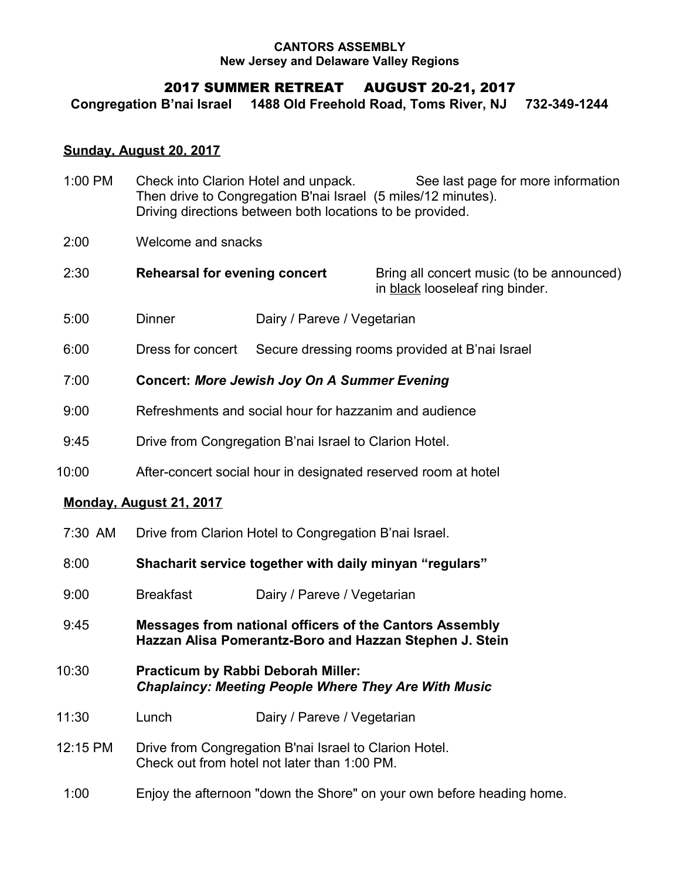**CANTORS ASSEMBLY**
**New Jersey and Delaware Valley Regions**

## 2017 SUMMER RETREAT AUGUST 20-21, 2017

**Congregation B'nai Israel 1488 Old Freehold Road, Toms River, NJ 732-349-1244**

### <u>Sunday, August 20, 2017</u>

| | | |
|---|---|---|
| 1:00 PM | Check into Clarion Hotel and unpack. Then drive to Congregation B'nai Israel (5 miles/12 minutes). Driving directions between both locations to be provided. | See last page for more information |
| 2:00 | Welcome and snacks | |
| 2:30 | **Rehearsal for evening concert** | Bring all concert music (to be announced) in <u>black</u> looseleaf ring binder. |
| 5:00 | Dinner | Dairy / Pareve / Vegetarian |
| 6:00 | Dress for concert | Secure dressing rooms provided at B'nai Israel |
| 7:00 | **Concert: *More Jewish Joy On A Summer Evening*** | |
| 9:00 | Refreshments and social hour for hazzanim and audience | |
| 9:45 | Drive from Congregation B'nai Israel to Clarion Hotel. | |
| 10:00 | After-concert social hour in designated reserved room at hotel | |

### <u>Monday, August 21, 2017</u>

| | | |
|---|---|---|
| 7:30 AM | Drive from Clarion Hotel to Congregation B'nai Israel. | |
| 8:00 | **Shacharit service together with daily minyan "regulars"** | |
| 9:00 | Breakfast | Dairy / Pareve / Vegetarian |
| 9:45 | **Messages from national officers of the Cantors Assembly Hazzan Alisa Pomerantz-Boro and Hazzan Stephen J. Stein** | |
| 10:30 | **Practicum by Rabbi Deborah Miller: *Chaplaincy: Meeting People Where They Are With Music*** | |
| 11:30 | Lunch | Dairy / Pareve / Vegetarian |
| 12:15 PM | Drive from Congregation B'nai Israel to Clarion Hotel. Check out from hotel not later than 1:00 PM. | |
| 1:00 | Enjoy the afternoon "down the Shore" on your own before heading home. | |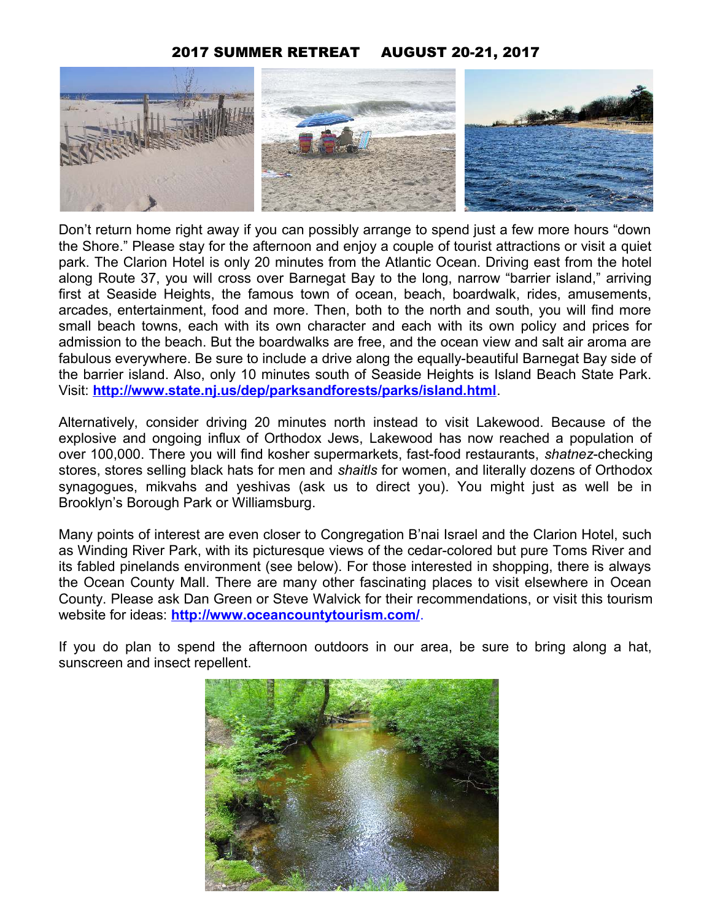**2017 SUMMER RETREAT AUGUST 20-21, 2017**

Don't return home right away if you can possibly arrange to spend just a few more hours "down the Shore." Please stay for the afternoon and enjoy a couple of tourist attractions or visit a quiet park. The Clarion Hotel is only 20 minutes from the Atlantic Ocean. Driving east from the hotel along Route 37, you will cross over Barnegat Bay to the long, narrow "barrier island," arriving first at Seaside Heights, the famous town of ocean, beach, boardwalk, rides, amusements, arcades, entertainment, food and more. Then, both to the north and south, you will find more small beach towns, each with its own character and each with its own policy and prices for admission to the beach. But the boardwalks are free, and the ocean view and salt air aroma are fabulous everywhere. Be sure to include a drive along the equally-beautiful Barnegat Bay side of the barrier island. Also, only 10 minutes south of Seaside Heights is Island Beach State Park. Visit: **http://www.state.nj.us/dep/parksandforests/parks/island.html**.

Alternatively, consider driving 20 minutes north instead to visit Lakewood. Because of the explosive and ongoing influx of Orthodox Jews, Lakewood has now reached a population of over 100,000. There you will find kosher supermarkets, fast-food restaurants, *shatnez*-checking stores, stores selling black hats for men and *shaitls* for women, and literally dozens of Orthodox synagogues, mikvahs and yeshivas (ask us to direct you). You might just as well be in Brooklyn's Borough Park or Williamsburg.

Many points of interest are even closer to Congregation B'nai Israel and the Clarion Hotel, such as Winding River Park, with its picturesque views of the cedar-colored but pure Toms River and its fabled pinelands environment (see below). For those interested in shopping, there is always the Ocean County Mall. There are many other fascinating places to visit elsewhere in Ocean County. Please ask Dan Green or Steve Walvick for their recommendations, or visit this tourism website for ideas: **http://www.oceancountytourism.com/**.

If you do plan to spend the afternoon outdoors in our area, be sure to bring along a hat, sunscreen and insect repellent.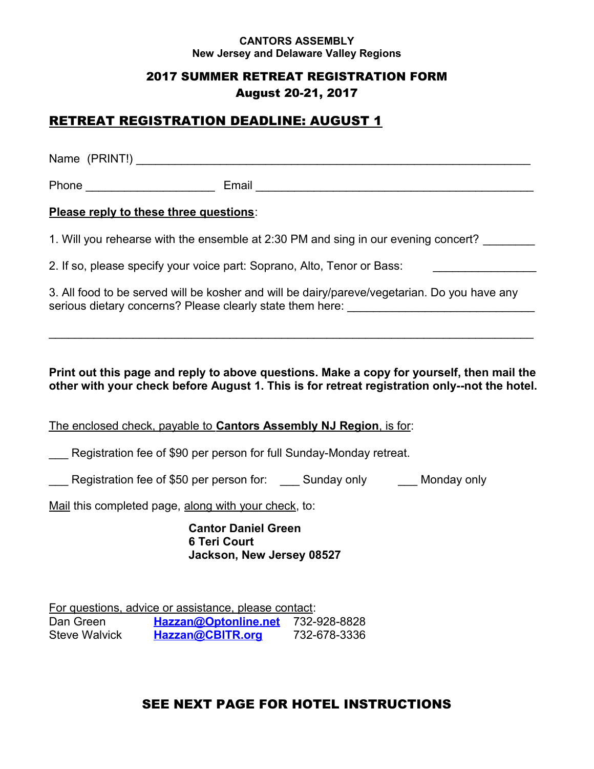**CANTORS ASSEMBLY**
**New Jersey and Delaware Valley Regions**

## 2017 SUMMER RETREAT REGISTRATION FORM
## August 20-21, 2017

## <u>RETREAT REGISTRATION DEADLINE: AUGUST 1</u>

Name (PRINT!) ___________________________________________________________

Phone ____________________ Email ___________________________________________

**<u>Please reply to these three questions</u>**:

1. Will you rehearse with the ensemble at 2:30 PM and sing in our evening concert? ________

2. If so, please specify your voice part: Soprano, Alto, Tenor or Bass: ________________

3. All food to be served will be kosher and will be dairy/pareve/vegetarian. Do you have any serious dietary concerns? Please clearly state them here: ______________________________

_____________________________________________________________________________

**Print out this page and reply to above questions. Make a copy for yourself, then mail the other with your check before August 1. This is for retreat registration only--not the hotel.**

<u>The enclosed check, payable to **Cantors Assembly NJ Region**, is for</u>:

___ Registration fee of $90 per person for full Sunday-Monday retreat.

___ Registration fee of $50 per person for: ___ Sunday only ___ Monday only

<u>Mail</u> this completed page, <u>along with your check</u>, to:

**Cantor Daniel Green**
**6 Teri Court**
**Jackson, New Jersey 08527**

<u>For questions, advice or assistance, please contact</u>:

| | | |
|---|---|---|
| Dan Green | Hazzan@Optonline.net | 732-928-8828 |
| Steve Walvick | Hazzan@CBITR.org | 732-678-3336 |

**SEE NEXT PAGE FOR HOTEL INSTRUCTIONS**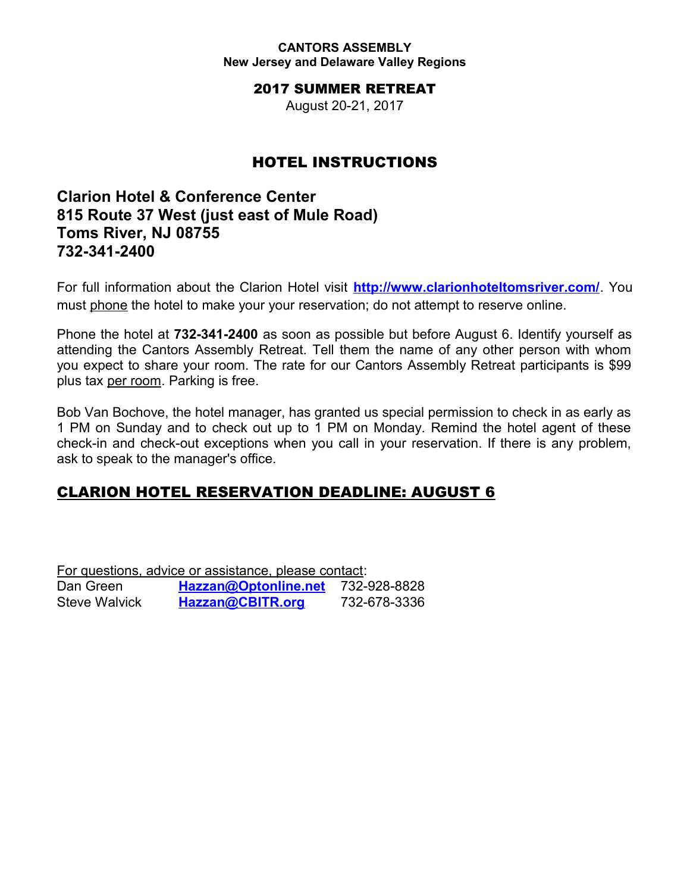**CANTORS ASSEMBLY**
**New Jersey and Delaware Valley Regions**

**2017 SUMMER RETREAT**
August 20-21, 2017

## HOTEL INSTRUCTIONS

### Clarion Hotel & Conference Center
### 815 Route 37 West (just east of Mule Road)
### Toms River, NJ 08755
### 732-341-2400

For full information about the Clarion Hotel visit **http://www.clarionhoteltomsriver.com/**. You must phone the hotel to make your your reservation; do not attempt to reserve online.

Phone the hotel at **732-341-2400** as soon as possible but before August 6. Identify yourself as attending the Cantors Assembly Retreat. Tell them the name of any other person with whom you expect to share your room. The rate for our Cantors Assembly Retreat participants is $99 plus tax per room. Parking is free.

Bob Van Bochove, the hotel manager, has granted us special permission to check in as early as 1 PM on Sunday and to check out up to 1 PM on Monday. Remind the hotel agent of these check-in and check-out exceptions when you call in your reservation. If there is any problem, ask to speak to the manager's office.

## CLARION HOTEL RESERVATION DEADLINE: AUGUST 6

For questions, advice or assistance, please contact:

| | | |
|---|---|---|
| Dan Green | **Hazzan@Optonline.net** | 732-928-8828 |
| Steve Walvick | **Hazzan@CBITR.org** | 732-678-3336 |